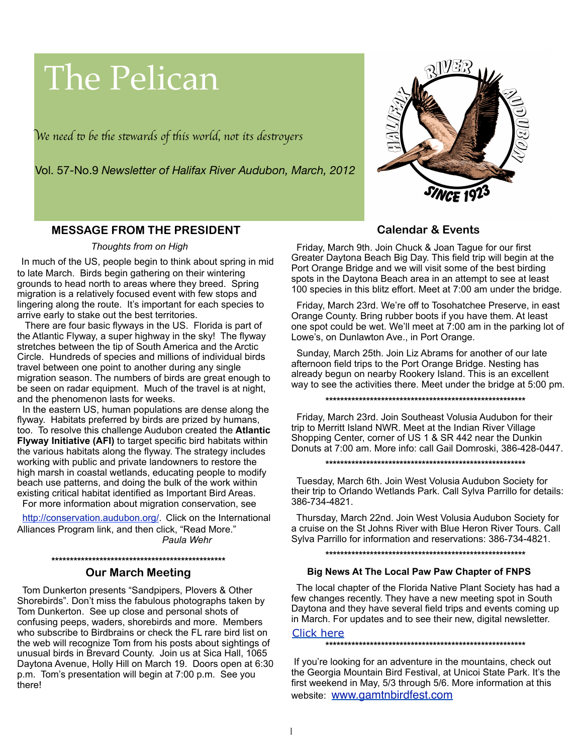# The Pelican

*We need to be the stewards of this world, not its destroyers*

Vol. 57-No.9 *Newsletter of Halifax River Audubon, March, 2012*

## MESSAGE FROM THE PRESIDENT

*Thoughts from on High*

In much of the US, people begin to think about spring in mid to late March. Birds begin gathering on their wintering grounds to head north to areas where they breed. Spring migration is a relatively focused event with few stops and lingering along the route. It's important for each species to arrive early to stake out the best territories.

There are four basic flyways in the US. Florida is part of the Atlantic Flyway, a super highway in the sky! The flyway stretches between the tip of South America and the Arctic Circle. Hundreds of species and millions of individual birds travel between one point to another during any single migration season. The numbers of birds are great enough to be seen on radar equipment. Much of the travel is at night, and the phenomenon lasts for weeks.

In the eastern US, human populations are dense along the flyway. Habitats preferred by birds are prized by humans, too. To resolve this challenge Audubon created the **Atlantic Flyway Initiative (AFI)** to target specific bird habitats within the various habitats along the flyway. The strategy includes working with public and private landowners to restore the high marsh in coastal wetlands, educating people to modify beach use patterns, and doing the bulk of the work within existing critical habitat identified as Important Bird Areas.

For more information about migration conservation, see http://conservation.audubon.org/. Click on the International Alliances Program link, and then click, "Read More."

*Paula Wehr*

***************************************************

## Our March Meeting

Tom Dunkerton presents "Sandpipers, Plovers & Other Shorebirds". Don't miss the fabulous photographs taken by Tom Dunkerton. See up close and personal shots of confusing peeps, waders, shorebirds and more. Members who subscribe to Birdbrains or check the FL rare bird list on the web will recognize Tom from his posts about sightings of unusual birds in Brevard County. Join us at Sica Hall, 1065 Daytona Avenue, Holly Hill on March 19. Doors open at 6:30 p.m. Tom's presentation will begin at 7:00 p.m. See you there!

## Calendar & Events

Friday, March 9th. Join Chuck & Joan Tague for our first Greater Daytona Beach Big Day. This field trip will begin at the Port Orange Bridge and we will visit some of the best birding spots in the Daytona Beach area in an attempt to see at least 100 species in this blitz effort. Meet at 7:00 am under the bridge.

Friday, March 23rd. We're off to Tosohatchee Preserve, in east Orange County. Bring rubber boots if you have them. At least one spot could be wet. We'll meet at 7:00 am in the parking lot of Lowe's, on Dunlawton Ave., in Port Orange.

Sunday, March 25th. Join Liz Abrams for another of our late afternoon field trips to the Port Orange Bridge. Nesting has already begun on nearby Rookery Island. This is an excellent way to see the activities there. Meet under the bridge at 5:00 pm.

*********************************************************

Friday, March 23rd. Join Southeast Volusia Audubon for their trip to Merritt Island NWR. Meet at the Indian River Village Shopping Center, corner of US 1 & SR 442 near the Dunkin Donuts at 7:00 am. More info: call Gail Domroski, 386-428-0447.

*********************************************************

Tuesday, March 6th. Join West Volusia Audubon Society for their trip to Orlando Wetlands Park. Call Sylva Parrillo for details: 386-734-4821.

Thursday, March 22nd. Join West Volusia Audubon Society for a cruise on the St Johns River with Blue Heron River Tours. Call Sylva Parrillo for information and reservations: 386-734-4821.

*********************************************************

### Big News At The Local Paw Paw Chapter of FNPS

The local chapter of the Florida Native Plant Society has had a few changes recently. They have a new meeting spot in South Daytona and they have several field trips and events coming up in March. For updates and to see their new, digital newsletter.

Click here

*********************************************************

If you're looking for an adventure in the mountains, check out the Georgia Mountain Bird Festival, at Unicoi State Park. It's the first weekend in May, 5/3 through 5/6. More information at this website: www.gamtnbirdfest.com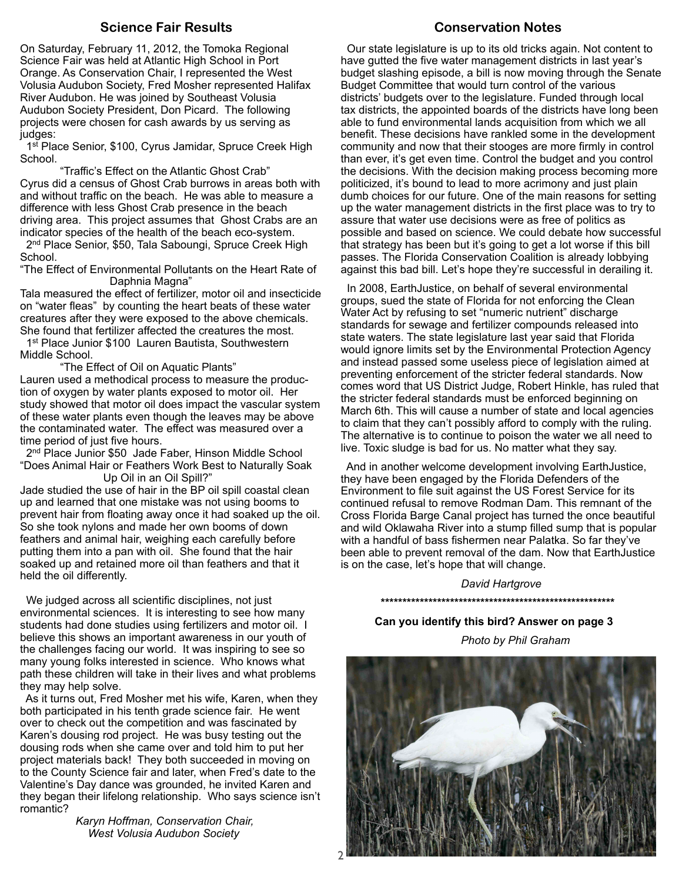## Science Fair Results

On Saturday, February 11, 2012, the Tomoka Regional Science Fair was held at Atlantic High School in Port Orange. As Conservation Chair, I represented the West Volusia Audubon Society, Fred Mosher represented Halifax River Audubon. He was joined by Southeast Volusia Audubon Society President, Don Picard. The following projects were chosen for cash awards by us serving as judges:

1st Place Senior, $100, Cyrus Jamidar, Spruce Creek High School.

"Traffic's Effect on the Atlantic Ghost Crab"

Cyrus did a census of Ghost Crab burrows in areas both with and without traffic on the beach. He was able to measure a difference with less Ghost Crab presence in the beach driving area. This project assumes that Ghost Crabs are an indicator species of the health of the beach eco-system.

2nd Place Senior, $50, Tala Saboungi, Spruce Creek High School.

"The Effect of Environmental Pollutants on the Heart Rate of Daphnia Magna"

Tala measured the effect of fertilizer, motor oil and insecticide on "water fleas" by counting the heart beats of these water creatures after they were exposed to the above chemicals. She found that fertilizer affected the creatures the most.

1st Place Junior $100 Lauren Bautista, Southwestern Middle School.

"The Effect of Oil on Aquatic Plants"

Lauren used a methodical process to measure the production of oxygen by water plants exposed to motor oil. Her study showed that motor oil does impact the vascular system of these water plants even though the leaves may be above the contaminated water. The effect was measured over a time period of just five hours.

2nd Place Junior $50 Jade Faber, Hinson Middle School

"Does Animal Hair or Feathers Work Best to Naturally Soak Up Oil in an Oil Spill?"

Jade studied the use of hair in the BP oil spill coastal clean up and learned that one mistake was not using booms to prevent hair from floating away once it had soaked up the oil. So she took nylons and made her own booms of down feathers and animal hair, weighing each carefully before putting them into a pan with oil. She found that the hair soaked up and retained more oil than feathers and that it held the oil differently.

We judged across all scientific disciplines, not just environmental sciences. It is interesting to see how many students had done studies using fertilizers and motor oil. I believe this shows an important awareness in our youth of the challenges facing our world. It was inspiring to see so many young folks interested in science. Who knows what path these children will take in their lives and what problems they may help solve.

As it turns out, Fred Mosher met his wife, Karen, when they both participated in his tenth grade science fair. He went over to check out the competition and was fascinated by Karen's dousing rod project. He was busy testing out the dousing rods when she came over and told him to put her project materials back! They both succeeded in moving on to the County Science fair and later, when Fred's date to the Valentine's Day dance was grounded, he invited Karen and they began their lifelong relationship. Who says science isn't romantic?

*Karyn Hoffman, Conservation Chair,*
*West Volusia Audubon Society*

## Conservation Notes

Our state legislature is up to its old tricks again. Not content to have gutted the five water management districts in last year's budget slashing episode, a bill is now moving through the Senate Budget Committee that would turn control of the various districts' budgets over to the legislature. Funded through local tax districts, the appointed boards of the districts have long been able to fund environmental lands acquisition from which we all benefit. These decisions have rankled some in the development community and now that their stooges are more firmly in control than ever, it's get even time. Control the budget and you control the decisions. With the decision making process becoming more politicized, it's bound to lead to more acrimony and just plain dumb choices for our future. One of the main reasons for setting up the water management districts in the first place was to try to assure that water use decisions were as free of politics as possible and based on science. We could debate how successful that strategy has been but it's going to get a lot worse if this bill passes. The Florida Conservation Coalition is already lobbying against this bad bill. Let's hope they're successful in derailing it.

In 2008, EarthJustice, on behalf of several environmental groups, sued the state of Florida for not enforcing the Clean Water Act by refusing to set "numeric nutrient" discharge standards for sewage and fertilizer compounds released into state waters. The state legislature last year said that Florida would ignore limits set by the Environmental Protection Agency and instead passed some useless piece of legislation aimed at preventing enforcement of the stricter federal standards. Now comes word that US District Judge, Robert Hinkle, has ruled that the stricter federal standards must be enforced beginning on March 6th. This will cause a number of state and local agencies to claim that they can't possibly afford to comply with the ruling. The alternative is to continue to poison the water we all need to live. Toxic sludge is bad for us. No matter what they say.

And in another welcome development involving EarthJustice, they have been engaged by the Florida Defenders of the Environment to file suit against the US Forest Service for its continued refusal to remove Rodman Dam. This remnant of the Cross Florida Barge Canal project has turned the once beautiful and wild Oklawaha River into a stump filled sump that is popular with a handful of bass fishermen near Palatka. So far they've been able to prevent removal of the dam. Now that EarthJustice is on the case, let's hope that will change.

*David Hartgrove*

\*\*\*\*\*\*\*\*\*\*\*\*\*\*\*\*\*\*\*\*\*\*\*\*\*\*\*\*\*\*\*\*\*\*\*\*\*\*\*\*\*\*\*\*\*\*\*\*\*\*\*\*\*\*\*\*

**Can you identify this bird? Answer on page 3**

*Photo by Phil Graham*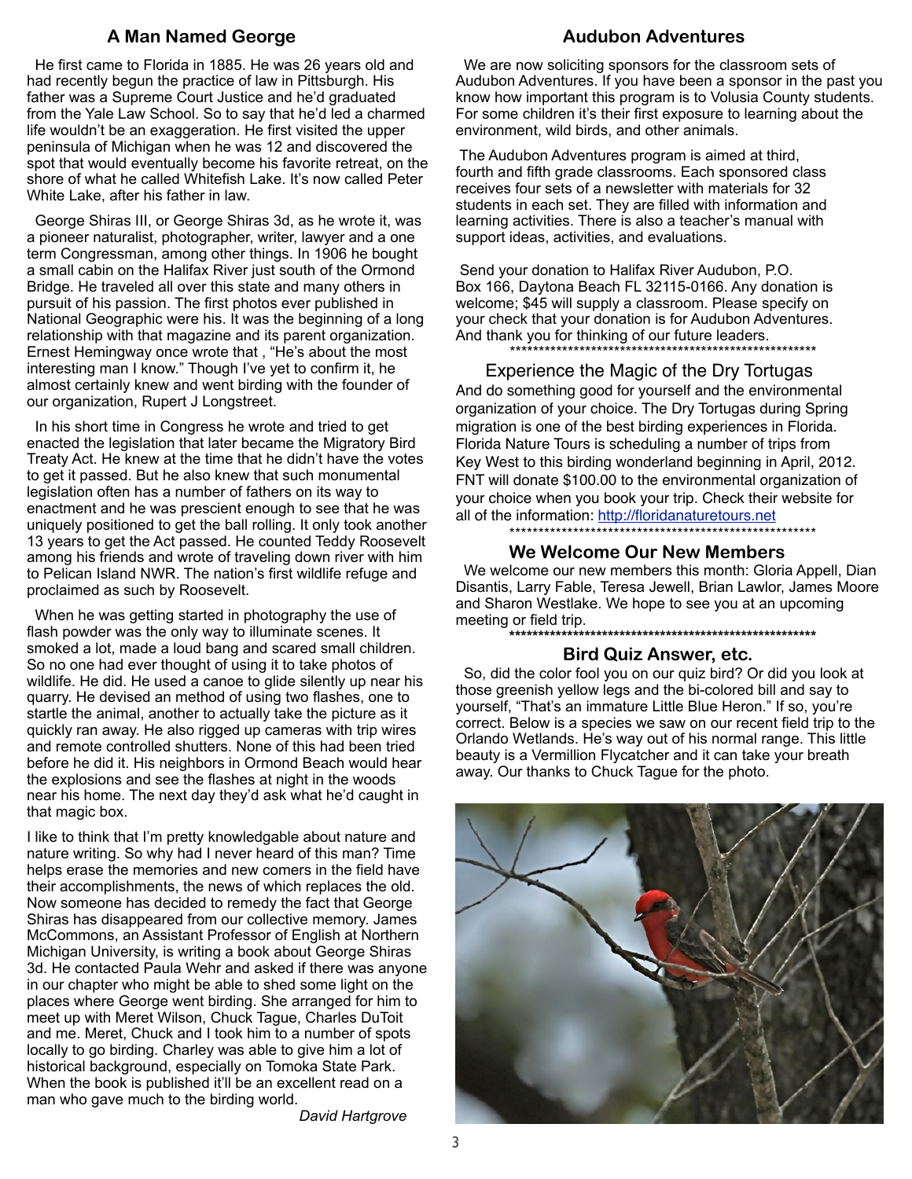## A Man Named George

He first came to Florida in 1885. He was 26 years old and had recently begun the practice of law in Pittsburgh. His father was a Supreme Court Justice and he'd graduated from the Yale Law School. So to say that he'd led a charmed life wouldn't be an exaggeration. He first visited the upper peninsula of Michigan when he was 12 and discovered the spot that would eventually become his favorite retreat, on the shore of what he called Whitefish Lake. It's now called Peter White Lake, after his father in law.

George Shiras III, or George Shiras 3d, as he wrote it, was a pioneer naturalist, photographer, writer, lawyer and a one term Congressman, among other things. In 1906 he bought a small cabin on the Halifax River just south of the Ormond Bridge. He traveled all over this state and many others in pursuit of his passion. The first photos ever published in National Geographic were his. It was the beginning of a long relationship with that magazine and its parent organization. Ernest Hemingway once wrote that , "He's about the most interesting man I know." Though I've yet to confirm it, he almost certainly knew and went birding with the founder of our organization, Rupert J Longstreet.

In his short time in Congress he wrote and tried to get enacted the legislation that later became the Migratory Bird Treaty Act. He knew at the time that he didn't have the votes to get it passed. But he also knew that such monumental legislation often has a number of fathers on its way to enactment and he was prescient enough to see that he was uniquely positioned to get the ball rolling. It only took another 13 years to get the Act passed. He counted Teddy Roosevelt among his friends and wrote of traveling down river with him to Pelican Island NWR. The nation's first wildlife refuge and proclaimed as such by Roosevelt.

When he was getting started in photography the use of flash powder was the only way to illuminate scenes. It smoked a lot, made a loud bang and scared small children. So no one had ever thought of using it to take photos of wildlife. He did. He used a canoe to glide silently up near his quarry. He devised an method of using two flashes, one to startle the animal, another to actually take the picture as it quickly ran away. He also rigged up cameras with trip wires and remote controlled shutters. None of this had been tried before he did it. His neighbors in Ormond Beach would hear the explosions and see the flashes at night in the woods near his home. The next day they'd ask what he'd caught in that magic box.

I like to think that I'm pretty knowledgable about nature and nature writing. So why had I never heard of this man? Time helps erase the memories and new comers in the field have their accomplishments, the news of which replaces the old. Now someone has decided to remedy the fact that George Shiras has disappeared from our collective memory. James McCommons, an Assistant Professor of English at Northern Michigan University, is writing a book about George Shiras 3d. He contacted Paula Wehr and asked if there was anyone in our chapter who might be able to shed some light on the places where George went birding. She arranged for him to meet up with Meret Wilson, Chuck Tague, Charles DuToit and me. Meret, Chuck and I took him to a number of spots locally to go birding. Charley was able to give him a lot of historical background, especially on Tomoka State Park. When the book is published it'll be an excellent read on a man who gave much to the birding world.

*David Hartgrove*

## Audubon Adventures

We are now soliciting sponsors for the classroom sets of Audubon Adventures. If you have been a sponsor in the past you know how important this program is to Volusia County students. For some children it's their first exposure to learning about the environment, wild birds, and other animals.

The Audubon Adventures program is aimed at third, fourth and fifth grade classrooms. Each sponsored class receives four sets of a newsletter with materials for 32 students in each set. They are filled with information and learning activities. There is also a teacher's manual with support ideas, activities, and evaluations.

Send your donation to Halifax River Audubon, P.O. Box 166, Daytona Beach FL 32115-0166. Any donation is welcome; $45 will supply a classroom. Please specify on your check that your donation is for Audubon Adventures. And thank you for thinking of our future leaders.

*******************************************************

## Experience the Magic of the Dry Tortugas

And do something good for yourself and the environmental organization of your choice. The Dry Tortugas during Spring migration is one of the best birding experiences in Florida. Florida Nature Tours is scheduling a number of trips from Key West to this birding wonderland beginning in April, 2012. FNT will donate $100.00 to the environmental organization of your choice when you book your trip. Check their website for all of the information: http://floridanaturetours.net

*******************************************************

## We Welcome Our New Members

We welcome our new members this month: Gloria Appell, Dian Disantis, Larry Fable, Teresa Jewell, Brian Lawlor, James Moore and Sharon Westlake. We hope to see you at an upcoming meeting or field trip.

*******************************************************

## Bird Quiz Answer, etc.

So, did the color fool you on our quiz bird? Or did you look at those greenish yellow legs and the bi-colored bill and say to yourself, "That's an immature Little Blue Heron." If so, you're correct. Below is a species we saw on our recent field trip to the Orlando Wetlands. He's way out of his normal range. This little beauty is a Vermillion Flycatcher and it can take your breath away. Our thanks to Chuck Tague for the photo.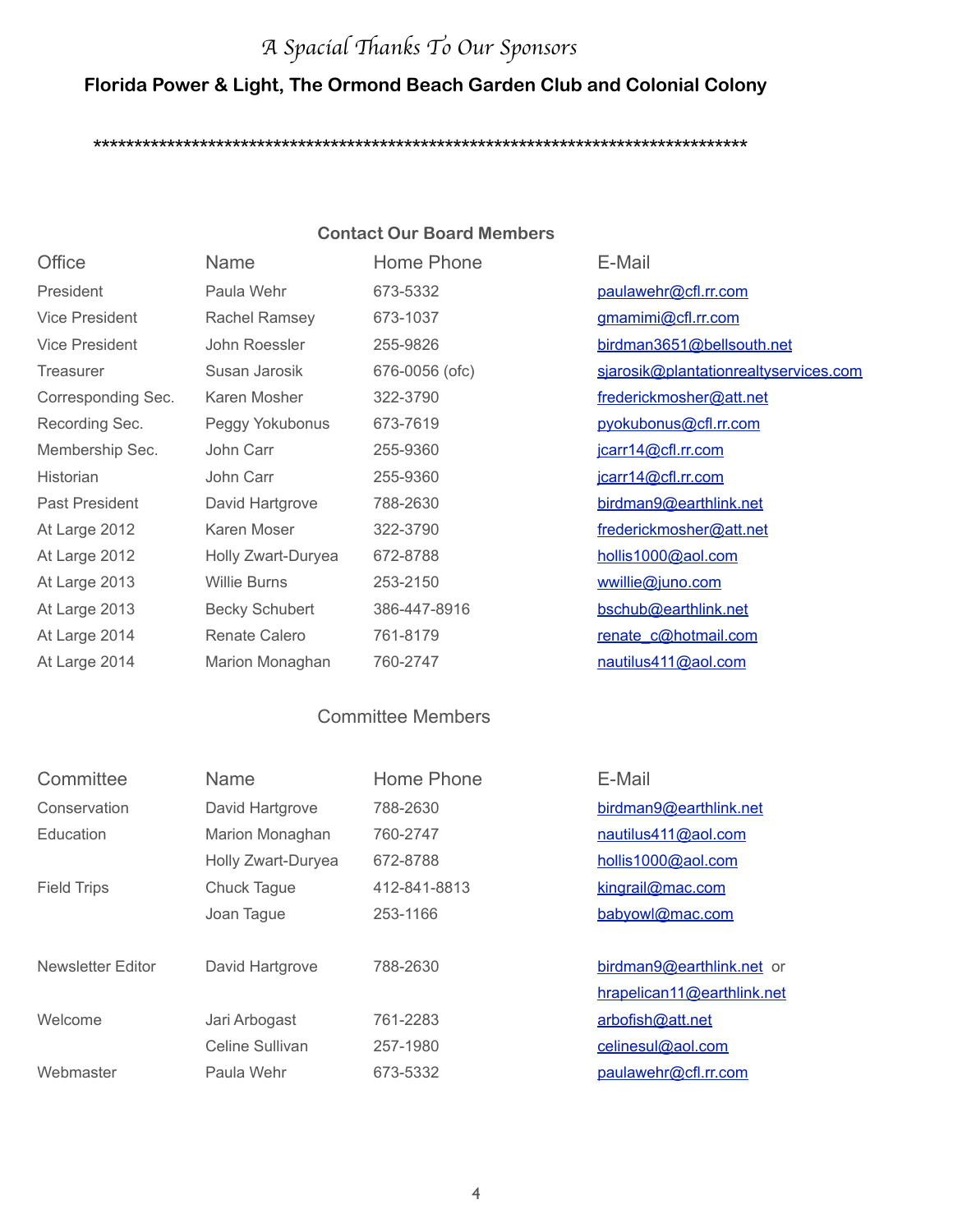*A Spacial Thanks To Our Sponsors*

**Florida Power & Light, The Ormond Beach Garden Club and Colonial Colony**

*********************************************************************************

### Contact Our Board Members

| Office | Name | Home Phone | E-Mail |
|---|---|---|---|
| President | Paula Wehr | 673-5332 | paulawehr@cfl.rr.com |
| Vice President | Rachel Ramsey | 673-1037 | gmamimi@cfl.rr.com |
| Vice President | John Roessler | 255-9826 | birdman3651@bellsouth.net |
| Treasurer | Susan Jarosik | 676-0056 (ofc) | sjarosik@plantationrealtyservices.com |
| Corresponding Sec. | Karen Mosher | 322-3790 | frederickmosher@att.net |
| Recording Sec. | Peggy Yokubonus | 673-7619 | pyokubonus@cfl.rr.com |
| Membership Sec. | John Carr | 255-9360 | jcarr14@cfl.rr.com |
| Historian | John Carr | 255-9360 | jcarr14@cfl.rr.com |
| Past President | David Hartgrove | 788-2630 | birdman9@earthlink.net |
| At Large 2012 | Karen Moser | 322-3790 | frederickmosher@att.net |
| At Large 2012 | Holly Zwart-Duryea | 672-8788 | hollis1000@aol.com |
| At Large 2013 | Willie Burns | 253-2150 | wwillie@juno.com |
| At Large 2013 | Becky Schubert | 386-447-8916 | bschub@earthlink.net |
| At Large 2014 | Renate Calero | 761-8179 | renate_c@hotmail.com |
| At Large 2014 | Marion Monaghan | 760-2747 | nautilus411@aol.com |

### Committee Members

| Committee | Name | Home Phone | E-Mail |
|---|---|---|---|
| Conservation | David Hartgrove | 788-2630 | birdman9@earthlink.net |
| Education | Marion Monaghan | 760-2747 | nautilus411@aol.com |
| | Holly Zwart-Duryea | 672-8788 | hollis1000@aol.com |
| Field Trips | Chuck Tague | 412-841-8813 | kingrail@mac.com |
| | Joan Tague | 253-1166 | babyowl@mac.com |
| Newsletter Editor | David Hartgrove | 788-2630 | birdman9@earthlink.net or hrapelican11@earthlink.net |
| Welcome | Jari Arbogast | 761-2283 | arbofish@att.net |
| | Celine Sullivan | 257-1980 | celinesul@aol.com |
| Webmaster | Paula Wehr | 673-5332 | paulawehr@cfl.rr.com |